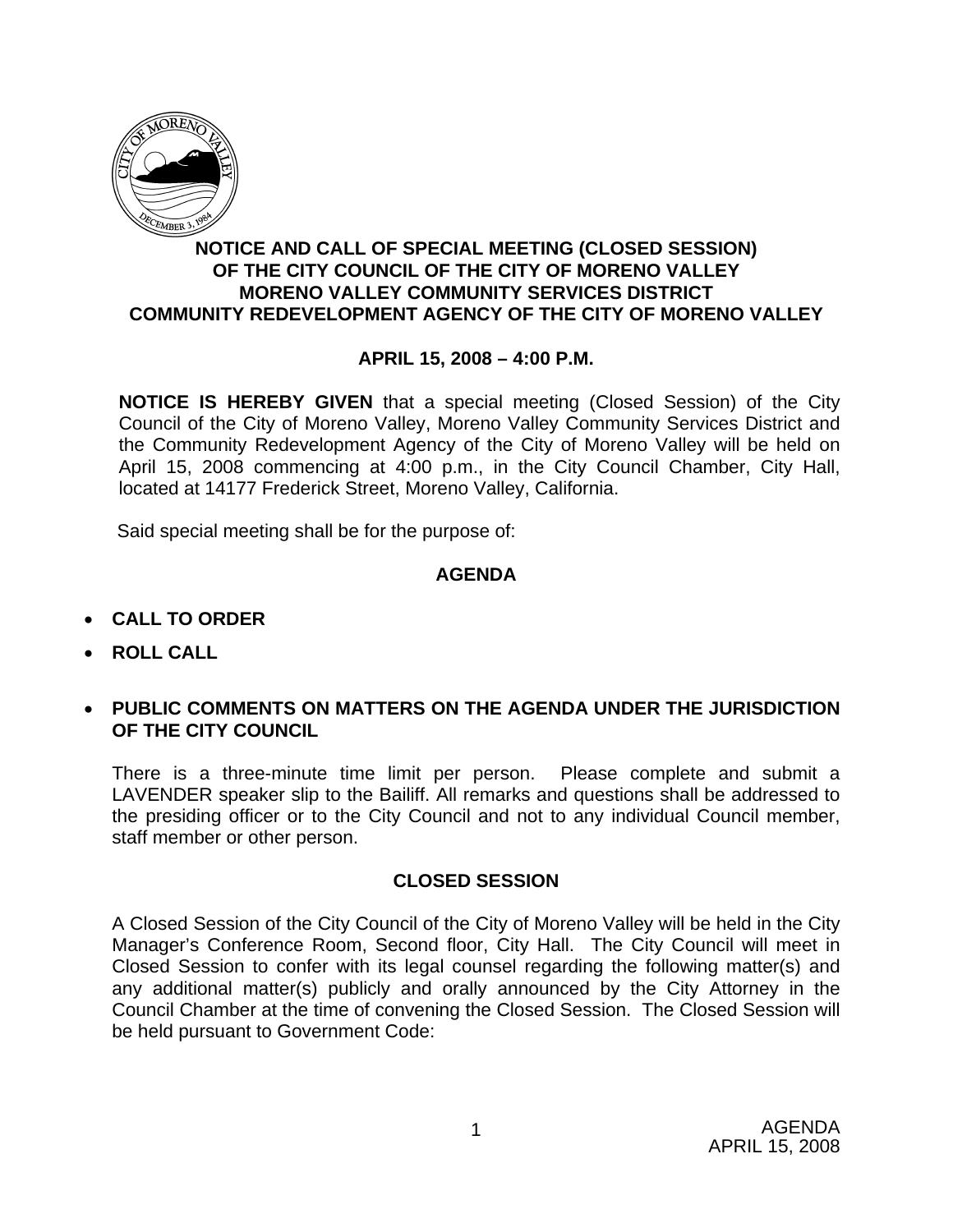# NOTICE AND CALL OF SPECIAL MEETING (CLOSED SESSION) OF THE CITY COUNCIL OF THE CITY OF MORENO VALLEY MORENO VALLEY COMMUNITY SERVICES DISTRICT COMMUNITY REDEVELOPMENT AGENCY OF THE CITY OF MORENO VALLEY

## APRIL 15, 2008 – 4:00 P.M.

**NOTICE IS HEREBY GIVEN** that a special meeting (Closed Session) of the City Council of the City of Moreno Valley, Moreno Valley Community Services District and the Community Redevelopment Agency of the City of Moreno Valley will be held on April 15, 2008 commencing at 4:00 p.m., in the City Council Chamber, City Hall, located at 14177 Frederick Street, Moreno Valley, California.

Said special meeting shall be for the purpose of:

## AGENDA

- **CALL TO ORDER**
- **ROLL CALL**
- **PUBLIC COMMENTS ON MATTERS ON THE AGENDA UNDER THE JURISDICTION OF THE CITY COUNCIL**

There is a three-minute time limit per person. Please complete and submit a LAVENDER speaker slip to the Bailiff. All remarks and questions shall be addressed to the presiding officer or to the City Council and not to any individual Council member, staff member or other person.

## CLOSED SESSION

A Closed Session of the City Council of the City of Moreno Valley will be held in the City Manager's Conference Room, Second floor, City Hall. The City Council will meet in Closed Session to confer with its legal counsel regarding the following matter(s) and any additional matter(s) publicly and orally announced by the City Attorney in the Council Chamber at the time of convening the Closed Session. The Closed Session will be held pursuant to Government Code: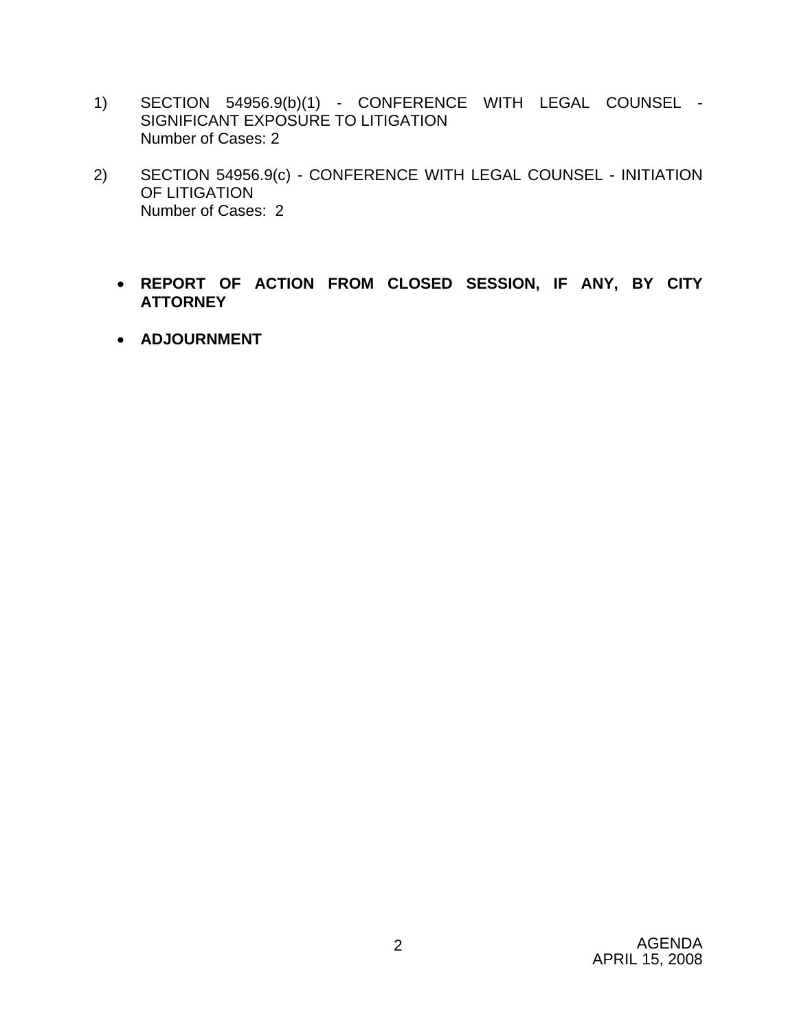1) SECTION 54956.9(b)(1) - CONFERENCE WITH LEGAL COUNSEL - SIGNIFICANT EXPOSURE TO LITIGATION
   Number of Cases: 2

2) SECTION 54956.9(c) - CONFERENCE WITH LEGAL COUNSEL - INITIATION OF LITIGATION
   Number of Cases: 2

- **REPORT OF ACTION FROM CLOSED SESSION, IF ANY, BY CITY ATTORNEY**

- **ADJOURNMENT**